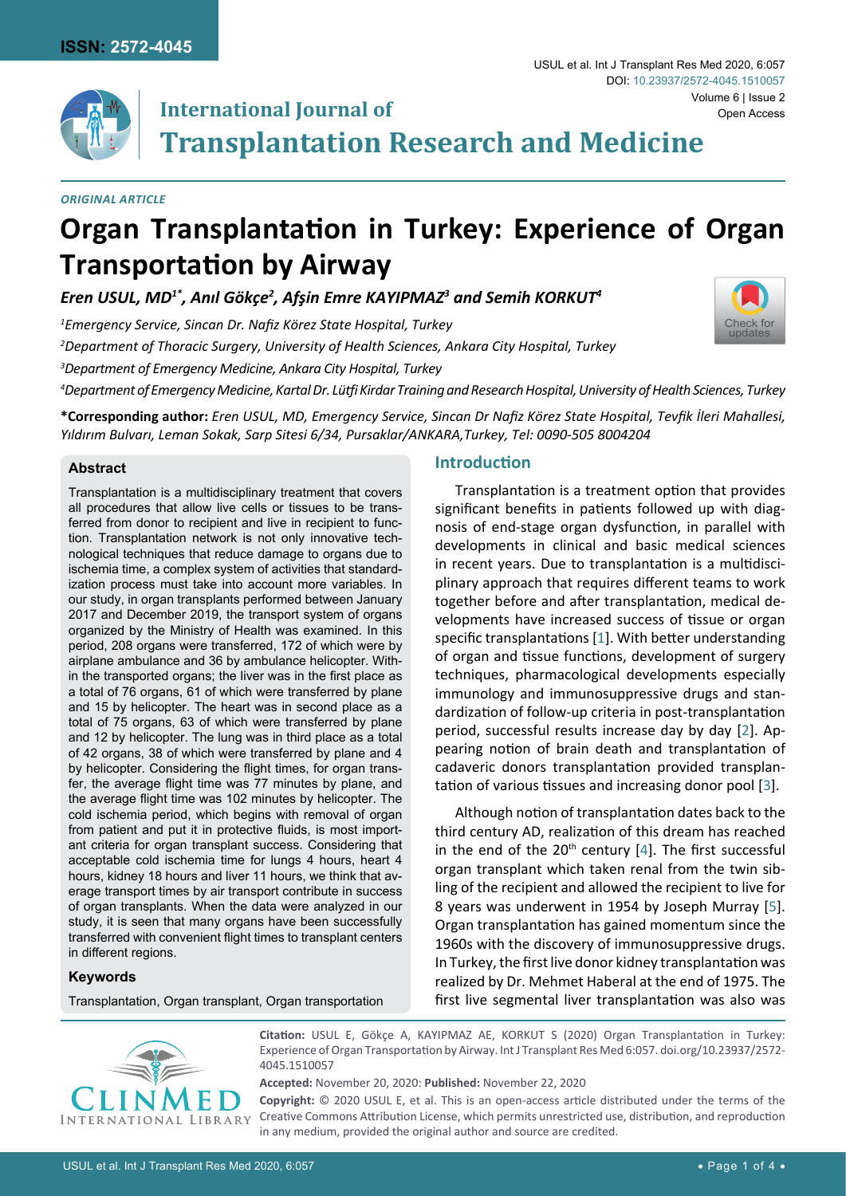*ORIGINAL ARTICLE*

# Organ Transplantation in Turkey: Experience of Organ Transportation by Airway

***Eren USUL, MD[1*], Anıl Gökçe[2], Afşin Emre KAYIPMAZ[3] and Semih KORKUT[4]***

[1]*Emergency Service, Sincan Dr. Nafiz Körez State Hospital, Turkey*

[2]*Department of Thoracic Surgery, University of Health Sciences, Ankara City Hospital, Turkey*

[3]*Department of Emergency Medicine, Ankara City Hospital, Turkey*

[4]*Department of Emergency Medicine, Kartal Dr. Lütfi Kirdar Training and Research Hospital, University of Health Sciences, Turkey*

**\*Corresponding author:** *Eren USUL, MD, Emergency Service, Sincan Dr Nafiz Körez State Hospital, Tevfik İleri Mahallesi, Yıldırım Bulvarı, Leman Sokak, Sarp Sitesi 6/34, Pursaklar/ANKARA,Turkey, Tel: 0090-505 8004204*

## Abstract

Transplantation is a multidisciplinary treatment that covers all procedures that allow live cells or tissues to be transferred from donor to recipient and live in recipient to function. Transplantation network is not only innovative technological techniques that reduce damage to organs due to ischemia time, a complex system of activities that standardization process must take into account more variables. In our study, in organ transplants performed between January 2017 and December 2019, the transport system of organs organized by the Ministry of Health was examined. In this period, 208 organs were transferred, 172 of which were by airplane ambulance and 36 by ambulance helicopter. Within the transported organs; the liver was in the first place as a total of 76 organs, 61 of which were transferred by plane and 15 by helicopter. The heart was in second place as a total of 75 organs, 63 of which were transferred by plane and 12 by helicopter. The lung was in third place as a total of 42 organs, 38 of which were transferred by plane and 4 by helicopter. Considering the flight times, for organ transfer, the average flight time was 77 minutes by plane, and the average flight time was 102 minutes by helicopter. The cold ischemia period, which begins with removal of organ from patient and put it in protective fluids, is most important criteria for organ transplant success. Considering that acceptable cold ischemia time for lungs 4 hours, heart 4 hours, kidney 18 hours and liver 11 hours, we think that average transport times by air transport contribute in success of organ transplants. When the data were analyzed in our study, it is seen that many organs have been successfully transferred with convenient flight times to transplant centers in different regions.

### Keywords

Transplantation, Organ transplant, Organ transportation

## Introduction

Transplantation is a treatment option that provides significant benefits in patients followed up with diagnosis of end-stage organ dysfunction, in parallel with developments in clinical and basic medical sciences in recent years. Due to transplantation is a multidisciplinary approach that requires different teams to work together before and after transplantation, medical developments have increased success of tissue or organ specific transplantations [1]. With better understanding of organ and tissue functions, development of surgery techniques, pharmacological developments especially immunology and immunosuppressive drugs and standardization of follow-up criteria in post-transplantation period, successful results increase day by day [2]. Appearing notion of brain death and transplantation of cadaveric donors transplantation provided transplantation of various tissues and increasing donor pool [3].

Although notion of transplantation dates back to the third century AD, realization of this dream has reached in the end of the 20th century [4]. The first successful organ transplant which taken renal from the twin sibling of the recipient and allowed the recipient to live for 8 years was underwent in 1954 by Joseph Murray [5]. Organ transplantation has gained momentum since the 1960s with the discovery of immunosuppressive drugs. In Turkey, the first live donor kidney transplantation was realized by Dr. Mehmet Haberal at the end of 1975. The first live segmental liver transplantation was also was

**Citation:** USUL E, Gökçe A, KAYIPMAZ AE, KORKUT S (2020) Organ Transplantation in Turkey: Experience of Organ Transportation by Airway. Int J Transplant Res Med 6:057. doi.org/10.23937/2572-4045.1510057

**Accepted:** November 20, 2020: **Published:** November 22, 2020

**Copyright:** © 2020 USUL E, et al. This is an open-access article distributed under the terms of the Creative Commons Attribution License, which permits unrestricted use, distribution, and reproduction in any medium, provided the original author and source are credited.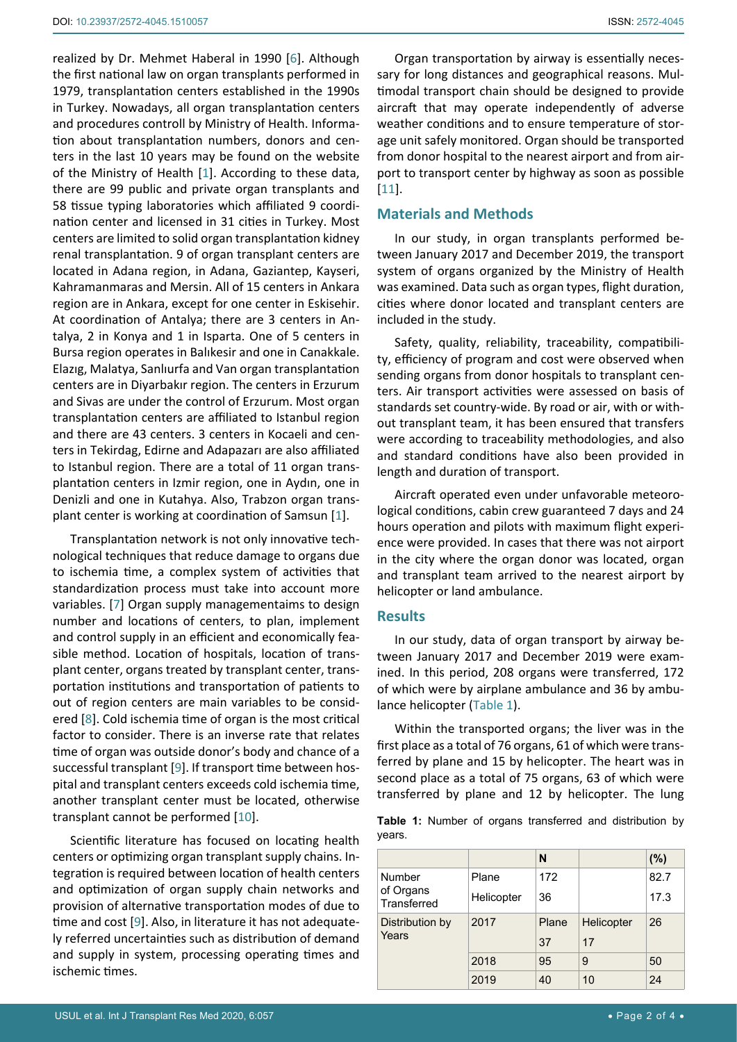realized by Dr. Mehmet Haberal in 1990 [6]. Although the first national law on organ transplants performed in 1979, transplantation centers established in the 1990s in Turkey. Nowadays, all organ transplantation centers and procedures controll by Ministry of Health. Information about transplantation numbers, donors and centers in the last 10 years may be found on the website of the Ministry of Health [1]. According to these data, there are 99 public and private organ transplants and 58 tissue typing laboratories which affiliated 9 coordination center and licensed in 31 cities in Turkey. Most centers are limited to solid organ transplantation kidney renal transplantation. 9 of organ transplant centers are located in Adana region, in Adana, Gaziantep, Kayseri, Kahramanmaras and Mersin. All of 15 centers in Ankara region are in Ankara, except for one center in Eskisehir. At coordination of Antalya; there are 3 centers in Antalya, 2 in Konya and 1 in Isparta. One of 5 centers in Bursa region operates in Balıkesir and one in Canakkale. Elazıg, Malatya, Sanlıurfa and Van organ transplantation centers are in Diyarbakır region. The centers in Erzurum and Sivas are under the control of Erzurum. Most organ transplantation centers are affiliated to Istanbul region and there are 43 centers. 3 centers in Kocaeli and centers in Tekirdag, Edirne and Adapazarı are also affiliated to Istanbul region. There are a total of 11 organ transplantation centers in Izmir region, one in Aydın, one in Denizli and one in Kutahya. Also, Trabzon organ transplant center is working at coordination of Samsun [1].

Transplantation network is not only innovative technological techniques that reduce damage to organs due to ischemia time, a complex system of activities that standardization process must take into account more variables. [7] Organ supply managementaims to design number and locations of centers, to plan, implement and control supply in an efficient and economically feasible method. Location of hospitals, location of transplant center, organs treated by transplant center, transportation institutions and transportation of patients to out of region centers are main variables to be considered [8]. Cold ischemia time of organ is the most critical factor to consider. There is an inverse rate that relates time of organ was outside donor's body and chance of a successful transplant [9]. If transport time between hospital and transplant centers exceeds cold ischemia time, another transplant center must be located, otherwise transplant cannot be performed [10].

Scientific literature has focused on locating health centers or optimizing organ transplant supply chains. Integration is required between location of health centers and optimization of organ supply chain networks and provision of alternative transportation modes of due to time and cost [9]. Also, in literature it has not adequately referred uncertainties such as distribution of demand and supply in system, processing operating times and ischemic times.

Organ transportation by airway is essentially necessary for long distances and geographical reasons. Multimodal transport chain should be designed to provide aircraft that may operate independently of adverse weather conditions and to ensure temperature of storage unit safely monitored. Organ should be transported from donor hospital to the nearest airport and from airport to transport center by highway as soon as possible [11].

## Materials and Methods

In our study, in organ transplants performed between January 2017 and December 2019, the transport system of organs organized by the Ministry of Health was examined. Data such as organ types, flight duration, cities where donor located and transplant centers are included in the study.

Safety, quality, reliability, traceability, compatibility, efficiency of program and cost were observed when sending organs from donor hospitals to transplant centers. Air transport activities were assessed on basis of standards set country-wide. By road or air, with or without transplant team, it has been ensured that transfers were according to traceability methodologies, and also and standard conditions have also been provided in length and duration of transport.

Aircraft operated even under unfavorable meteorological conditions, cabin crew guaranteed 7 days and 24 hours operation and pilots with maximum flight experience were provided. In cases that there was not airport in the city where the organ donor was located, organ and transplant team arrived to the nearest airport by helicopter or land ambulance.

## Results

In our study, data of organ transport by airway between January 2017 and December 2019 were examined. In this period, 208 organs were transferred, 172 of which were by airplane ambulance and 36 by ambulance helicopter (Table 1).

Within the transported organs; the liver was in the first place as a total of 76 organs, 61 of which were transferred by plane and 15 by helicopter. The heart was in second place as a total of 75 organs, 63 of which were transferred by plane and 12 by helicopter. The lung

**Table 1:** Number of organs transferred and distribution by years.

| | | N | | (%) |
|---|---|---|---|---|
| Number of Organs Transferred | Plane | 172 | | 82.7 |
| | Helicopter | 36 | | 17.3 |
| Distribution by Years | 2017 | Plane | Helicopter | 26 |
| | | 37 | 17 | |
| | 2018 | 95 | 9 | 50 |
| | 2019 | 40 | 10 | 24 |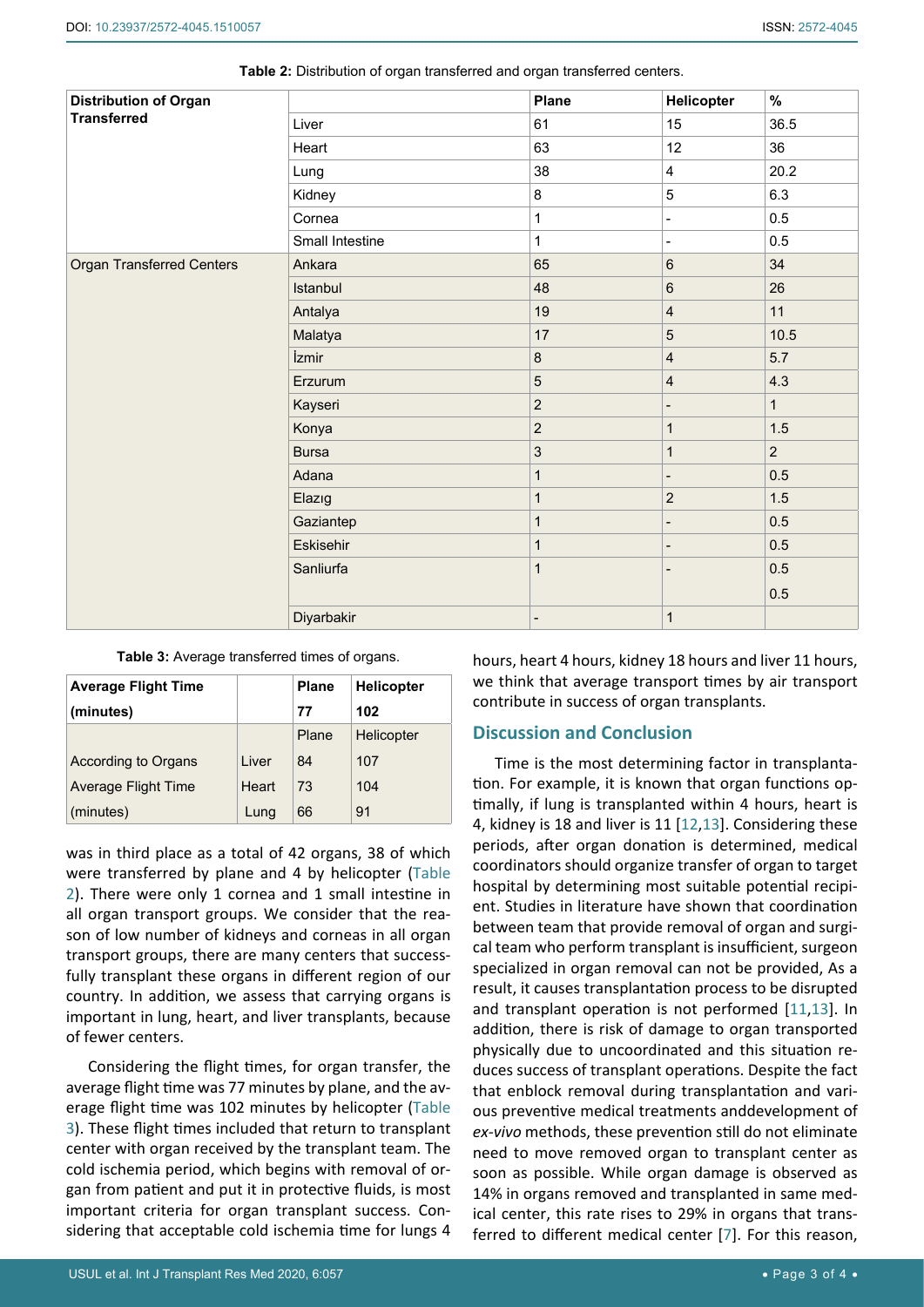**Table 2:** Distribution of organ transferred and organ transferred centers.

| Distribution of Organ Transferred | | Plane | Helicopter | % |
|---|---|---|---|---|
| | Liver | 61 | 15 | 36.5 |
| | Heart | 63 | 12 | 36 |
| | Lung | 38 | 4 | 20.2 |
| | Kidney | 8 | 5 | 6.3 |
| | Cornea | 1 | - | 0.5 |
| | Small Intestine | 1 | - | 0.5 |
| Organ Transferred Centers | Ankara | 65 | 6 | 34 |
| | Istanbul | 48 | 6 | 26 |
| | Antalya | 19 | 4 | 11 |
| | Malatya | 17 | 5 | 10.5 |
| | İzmir | 8 | 4 | 5.7 |
| | Erzurum | 5 | 4 | 4.3 |
| | Kayseri | 2 | - | 1 |
| | Konya | 2 | 1 | 1.5 |
| | Bursa | 3 | 1 | 2 |
| | Adana | 1 | - | 0.5 |
| | Elazıg | 1 | 2 | 1.5 |
| | Gaziantep | 1 | - | 0.5 |
| | Eskisehir | 1 | - | 0.5 |
| | Sanliurfa | 1 | - | 0.5 0.5 |
| | Diyarbakir | - | 1 | |

**Table 3:** Average transferred times of organs.

| Average Flight Time (minutes) | | Plane 77 | Helicopter 102 |
|---|---|---|---|
| | | Plane | Helicopter |
| According to Organs Average Flight Time (minutes) | Liver | 84 | 107 |
| | Heart | 73 | 104 |
| | Lung | 66 | 91 |

was in third place as a total of 42 organs, 38 of which were transferred by plane and 4 by helicopter (Table 2). There were only 1 cornea and 1 small intestine in all organ transport groups. We consider that the reason of low number of kidneys and corneas in all organ transport groups, there are many centers that successfully transplant these organs in different region of our country. In addition, we assess that carrying organs is important in lung, heart, and liver transplants, because of fewer centers.

Considering the flight times, for organ transfer, the average flight time was 77 minutes by plane, and the average flight time was 102 minutes by helicopter (Table 3). These flight times included that return to transplant center with organ received by the transplant team. The cold ischemia period, which begins with removal of organ from patient and put it in protective fluids, is most important criteria for organ transplant success. Considering that acceptable cold ischemia time for lungs 4 hours, heart 4 hours, kidney 18 hours and liver 11 hours, we think that average transport times by air transport contribute in success of organ transplants.

## Discussion and Conclusion

Time is the most determining factor in transplantation. For example, it is known that organ functions optimally, if lung is transplanted within 4 hours, heart is 4, kidney is 18 and liver is 11 [12,13]. Considering these periods, after organ donation is determined, medical coordinators should organize transfer of organ to target hospital by determining most suitable potential recipient. Studies in literature have shown that coordination between team that provide removal of organ and surgical team who perform transplant is insufficient, surgeon specialized in organ removal can not be provided, As a result, it causes transplantation process to be disrupted and transplant operation is not performed [11,13]. In addition, there is risk of damage to organ transported physically due to uncoordinated and this situation reduces success of transplant operations. Despite the fact that enblock removal during transplantation and various preventive medical treatments anddevelopment of *ex-vivo* methods, these prevention still do not eliminate need to move removed organ to transplant center as soon as possible. While organ damage is observed as 14% in organs removed and transplanted in same medical center, this rate rises to 29% in organs that transferred to different medical center [7]. For this reason,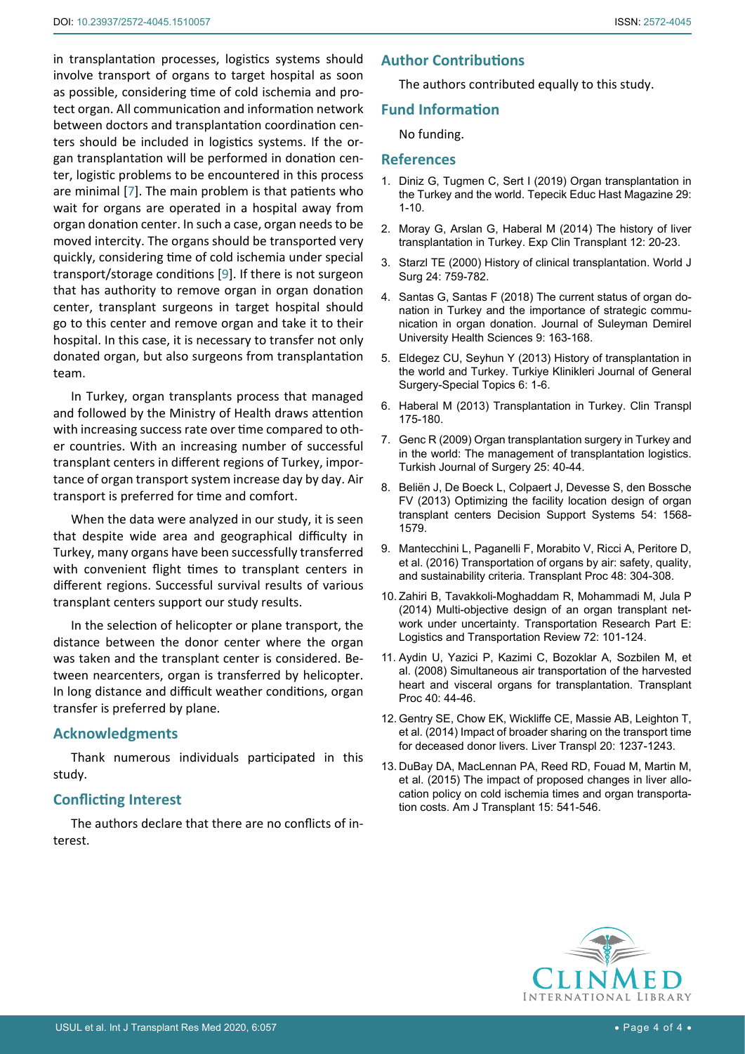in transplantation processes, logistics systems should involve transport of organs to target hospital as soon as possible, considering time of cold ischemia and protect organ. All communication and information network between doctors and transplantation coordination centers should be included in logistics systems. If the organ transplantation will be performed in donation center, logistic problems to be encountered in this process are minimal [7]. The main problem is that patients who wait for organs are operated in a hospital away from organ donation center. In such a case, organ needs to be moved intercity. The organs should be transported very quickly, considering time of cold ischemia under special transport/storage conditions [9]. If there is not surgeon that has authority to remove organ in organ donation center, transplant surgeons in target hospital should go to this center and remove organ and take it to their hospital. In this case, it is necessary to transfer not only donated organ, but also surgeons from transplantation team.

In Turkey, organ transplants process that managed and followed by the Ministry of Health draws attention with increasing success rate over time compared to other countries. With an increasing number of successful transplant centers in different regions of Turkey, importance of organ transport system increase day by day. Air transport is preferred for time and comfort.

When the data were analyzed in our study, it is seen that despite wide area and geographical difficulty in Turkey, many organs have been successfully transferred with convenient flight times to transplant centers in different regions. Successful survival results of various transplant centers support our study results.

In the selection of helicopter or plane transport, the distance between the donor center where the organ was taken and the transplant center is considered. Between nearcenters, organ is transferred by helicopter. In long distance and difficult weather conditions, organ transfer is preferred by plane.

## Acknowledgments

Thank numerous individuals participated in this study.

## Conflicting Interest

The authors declare that there are no conflicts of interest.

## Author Contributions

The authors contributed equally to this study.

## Fund Information

No funding.

## References

1. Diniz G, Tugmen C, Sert I (2019) Organ transplantation in the Turkey and the world. Tepecik Educ Hast Magazine 29: 1-10.
2. Moray G, Arslan G, Haberal M (2014) The history of liver transplantation in Turkey. Exp Clin Transplant 12: 20-23.
3. Starzl TE (2000) History of clinical transplantation. World J Surg 24: 759-782.
4. Santas G, Santas F (2018) The current status of organ donation in Turkey and the importance of strategic communication in organ donation. Journal of Suleyman Demirel University Health Sciences 9: 163-168.
5. Eldegez CU, Seyhun Y (2013) History of transplantation in the world and Turkey. Turkiye Klinikleri Journal of General Surgery-Special Topics 6: 1-6.
6. Haberal M (2013) Transplantation in Turkey. Clin Transpl 175-180.
7. Genc R (2009) Organ transplantation surgery in Turkey and in the world: The management of transplantation logistics. Turkish Journal of Surgery 25: 40-44.
8. Beliën J, De Boeck L, Colpaert J, Devesse S, den Bossche FV (2013) Optimizing the facility location design of organ transplant centers Decision Support Systems 54: 1568-1579.
9. Mantecchini L, Paganelli F, Morabito V, Ricci A, Peritore D, et al. (2016) Transportation of organs by air: safety, quality, and sustainability criteria. Transplant Proc 48: 304-308.
10. Zahiri B, Tavakkoli-Moghaddam R, Mohammadi M, Jula P (2014) Multi-objective design of an organ transplant network under uncertainty. Transportation Research Part E: Logistics and Transportation Review 72: 101-124.
11. Aydin U, Yazici P, Kazimi C, Bozoklar A, Sozbilen M, et al. (2008) Simultaneous air transportation of the harvested heart and visceral organs for transplantation. Transplant Proc 40: 44-46.
12. Gentry SE, Chow EK, Wickliffe CE, Massie AB, Leighton T, et al. (2014) Impact of broader sharing on the transport time for deceased donor livers. Liver Transpl 20: 1237-1243.
13. DuBay DA, MacLennan PA, Reed RD, Fouad M, Martin M, et al. (2015) The impact of proposed changes in liver allocation policy on cold ischemia times and organ transportation costs. Am J Transplant 15: 541-546.